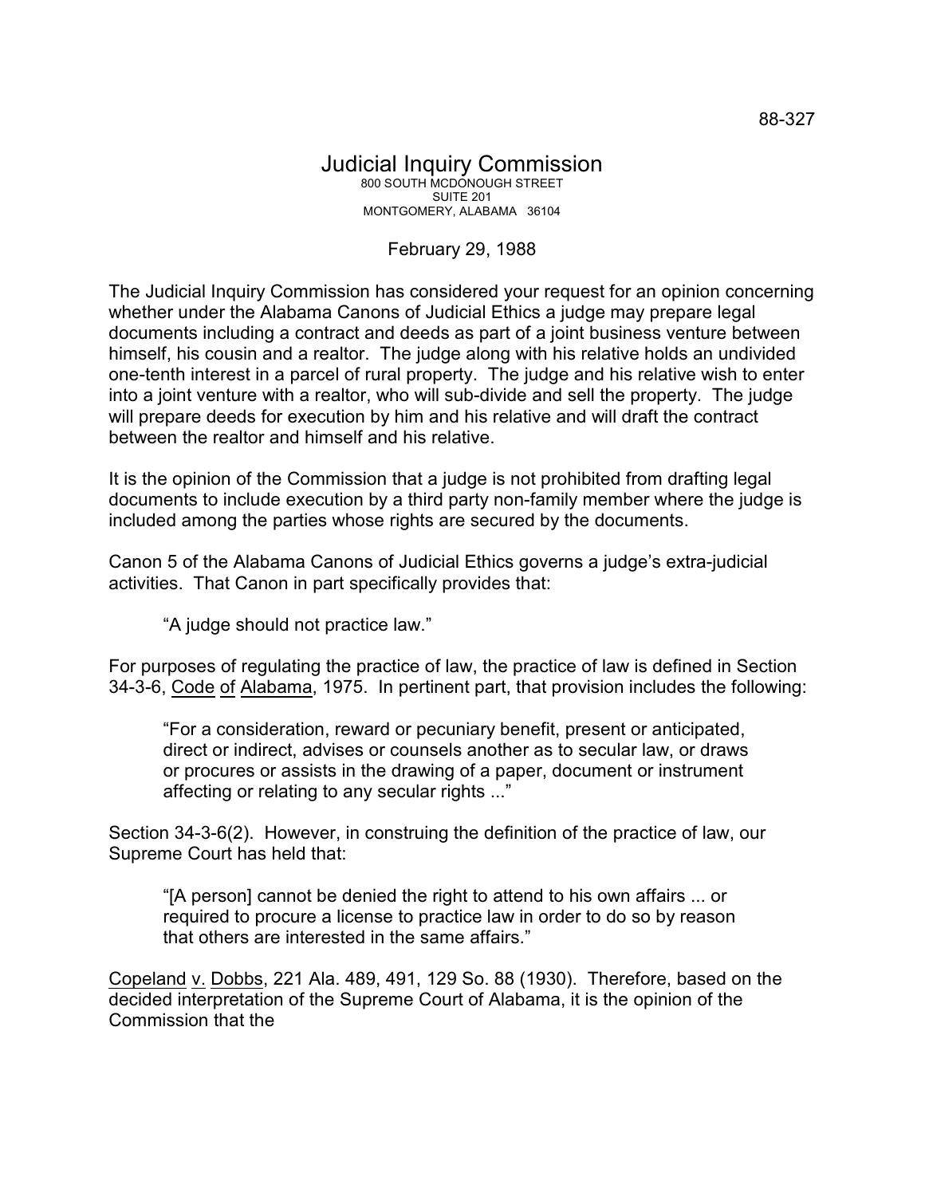88-327

# Judicial Inquiry Commission

800 SOUTH MCDONOUGH STREET
SUITE 201
MONTGOMERY, ALABAMA 36104

February 29, 1988

The Judicial Inquiry Commission has considered your request for an opinion concerning whether under the Alabama Canons of Judicial Ethics a judge may prepare legal documents including a contract and deeds as part of a joint business venture between himself, his cousin and a realtor. The judge along with his relative holds an undivided one-tenth interest in a parcel of rural property. The judge and his relative wish to enter into a joint venture with a realtor, who will sub-divide and sell the property. The judge will prepare deeds for execution by him and his relative and will draft the contract between the realtor and himself and his relative.

It is the opinion of the Commission that a judge is not prohibited from drafting legal documents to include execution by a third party non-family member where the judge is included among the parties whose rights are secured by the documents.

Canon 5 of the Alabama Canons of Judicial Ethics governs a judge's extra-judicial activities. That Canon in part specifically provides that:

> "A judge should not practice law."

For purposes of regulating the practice of law, the practice of law is defined in Section 34-3-6, Code of Alabama, 1975. In pertinent part, that provision includes the following:

> "For a consideration, reward or pecuniary benefit, present or anticipated, direct or indirect, advises or counsels another as to secular law, or draws or procures or assists in the drawing of a paper, document or instrument affecting or relating to any secular rights ..."

Section 34-3-6(2). However, in construing the definition of the practice of law, our Supreme Court has held that:

> "[A person] cannot be denied the right to attend to his own affairs ... or required to procure a license to practice law in order to do so by reason that others are interested in the same affairs."

Copeland v. Dobbs, 221 Ala. 489, 491, 129 So. 88 (1930). Therefore, based on the decided interpretation of the Supreme Court of Alabama, it is the opinion of the Commission that the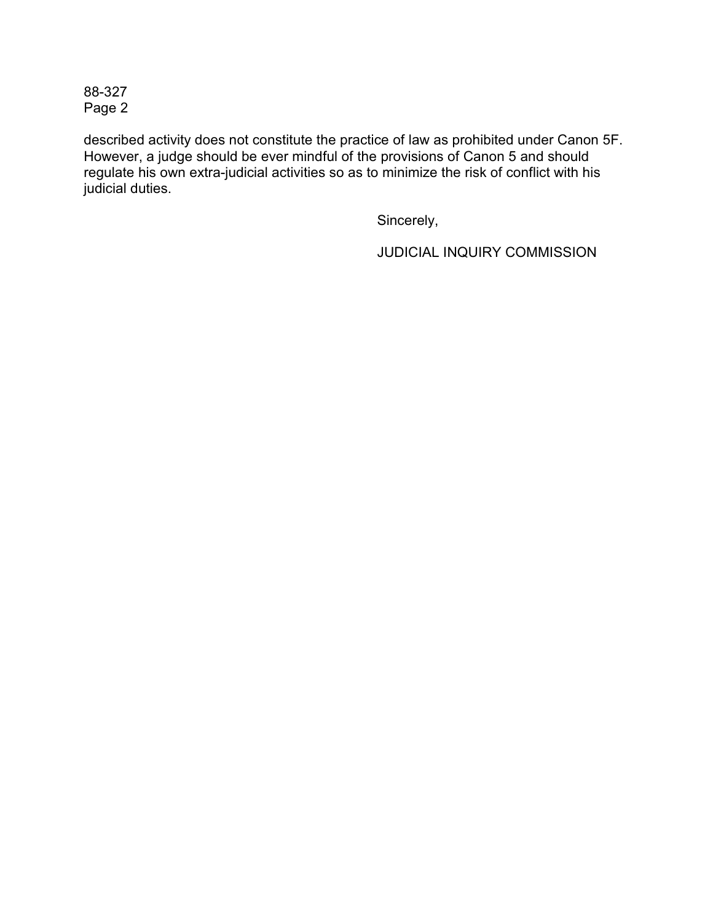described activity does not constitute the practice of law as prohibited under Canon 5F. However, a judge should be ever mindful of the provisions of Canon 5 and should regulate his own extra-judicial activities so as to minimize the risk of conflict with his judicial duties.

Sincerely,

JUDICIAL INQUIRY COMMISSION